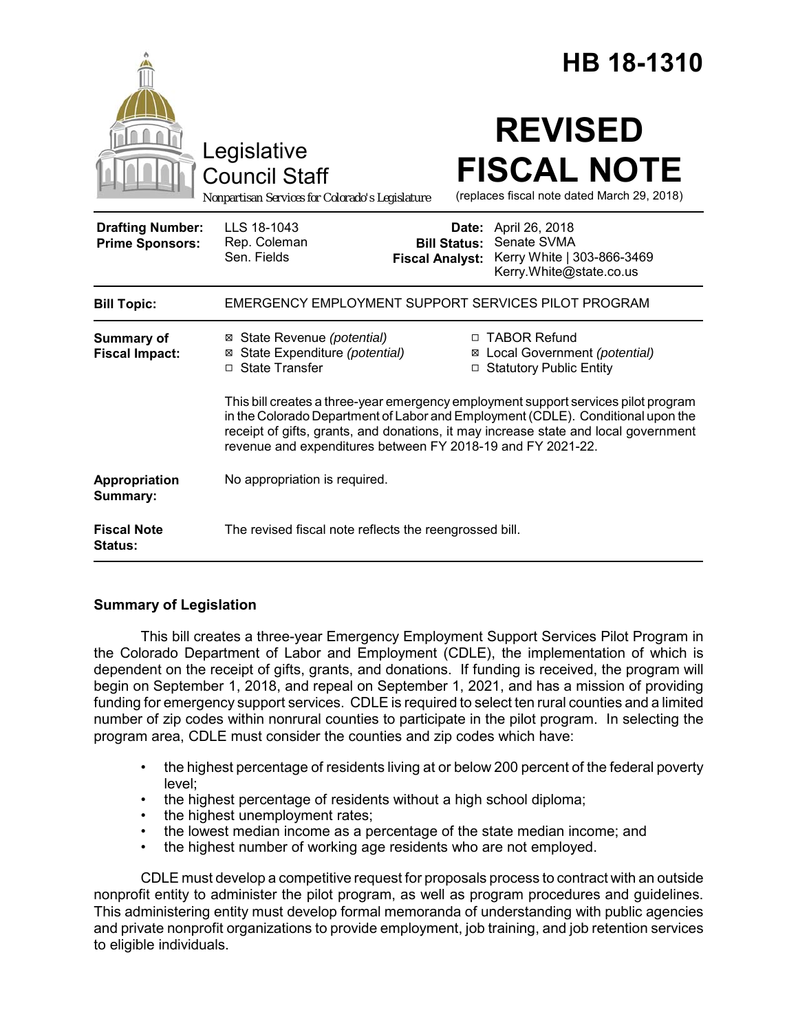# HB 18-1310

Legislative Council Staff

*Nonpartisan Services for Colorado's Legislature*

# REVISED FISCAL NOTE

(replaces fiscal note dated March 29, 2018)

| | | | |
|---|---|---|---|
| **Drafting Number:** | LLS 18-1043 | **Date:** | April 26, 2018 |
| **Prime Sponsors:** | Rep. Coleman<br>Sen. Fields | **Bill Status:** | Senate SVMA |
| | | **Fiscal Analyst:** | Kerry White \| 303-866-3469<br>Kerry.White@state.co.us |

| | |
|---|---|
| **Bill Topic:** | EMERGENCY EMPLOYMENT SUPPORT SERVICES PILOT PROGRAM |
| **Summary of Fiscal Impact:** | ☒ State Revenue *(potential)*<br>☒ State Expenditure *(potential)*<br>☐ State Transfer<br>☐ TABOR Refund<br>☒ Local Government *(potential)*<br>☐ Statutory Public Entity<br><br>This bill creates a three-year emergency employment support services pilot program in the Colorado Department of Labor and Employment (CDLE). Conditional upon the receipt of gifts, grants, and donations, it may increase state and local government revenue and expenditures between FY 2018-19 and FY 2021-22. |
| **Appropriation Summary:** | No appropriation is required. |
| **Fiscal Note Status:** | The revised fiscal note reflects the reengrossed bill. |

## Summary of Legislation

This bill creates a three-year Emergency Employment Support Services Pilot Program in the Colorado Department of Labor and Employment (CDLE), the implementation of which is dependent on the receipt of gifts, grants, and donations. If funding is received, the program will begin on September 1, 2018, and repeal on September 1, 2021, and has a mission of providing funding for emergency support services. CDLE is required to select ten rural counties and a limited number of zip codes within nonrural counties to participate in the pilot program. In selecting the program area, CDLE must consider the counties and zip codes which have:

- the highest percentage of residents living at or below 200 percent of the federal poverty level;
- the highest percentage of residents without a high school diploma;
- the highest unemployment rates;
- the lowest median income as a percentage of the state median income; and
- the highest number of working age residents who are not employed.

CDLE must develop a competitive request for proposals process to contract with an outside nonprofit entity to administer the pilot program, as well as program procedures and guidelines. This administering entity must develop formal memoranda of understanding with public agencies and private nonprofit organizations to provide employment, job training, and job retention services to eligible individuals.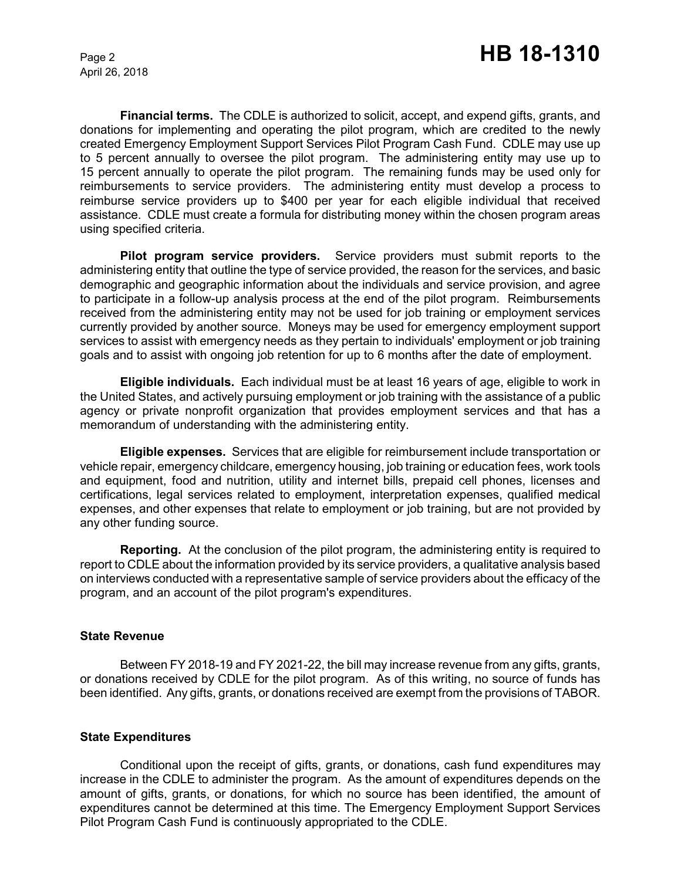**Financial terms.** The CDLE is authorized to solicit, accept, and expend gifts, grants, and donations for implementing and operating the pilot program, which are credited to the newly created Emergency Employment Support Services Pilot Program Cash Fund. CDLE may use up to 5 percent annually to oversee the pilot program. The administering entity may use up to 15 percent annually to operate the pilot program. The remaining funds may be used only for reimbursements to service providers. The administering entity must develop a process to reimburse service providers up to $400 per year for each eligible individual that received assistance. CDLE must create a formula for distributing money within the chosen program areas using specified criteria.

**Pilot program service providers.** Service providers must submit reports to the administering entity that outline the type of service provided, the reason for the services, and basic demographic and geographic information about the individuals and service provision, and agree to participate in a follow-up analysis process at the end of the pilot program. Reimbursements received from the administering entity may not be used for job training or employment services currently provided by another source. Moneys may be used for emergency employment support services to assist with emergency needs as they pertain to individuals' employment or job training goals and to assist with ongoing job retention for up to 6 months after the date of employment.

**Eligible individuals.** Each individual must be at least 16 years of age, eligible to work in the United States, and actively pursuing employment or job training with the assistance of a public agency or private nonprofit organization that provides employment services and that has a memorandum of understanding with the administering entity.

**Eligible expenses.** Services that are eligible for reimbursement include transportation or vehicle repair, emergency childcare, emergency housing, job training or education fees, work tools and equipment, food and nutrition, utility and internet bills, prepaid cell phones, licenses and certifications, legal services related to employment, interpretation expenses, qualified medical expenses, and other expenses that relate to employment or job training, but are not provided by any other funding source.

**Reporting.** At the conclusion of the pilot program, the administering entity is required to report to CDLE about the information provided by its service providers, a qualitative analysis based on interviews conducted with a representative sample of service providers about the efficacy of the program, and an account of the pilot program's expenditures.

### State Revenue

Between FY 2018-19 and FY 2021-22, the bill may increase revenue from any gifts, grants, or donations received by CDLE for the pilot program. As of this writing, no source of funds has been identified. Any gifts, grants, or donations received are exempt from the provisions of TABOR.

### State Expenditures

Conditional upon the receipt of gifts, grants, or donations, cash fund expenditures may increase in the CDLE to administer the program. As the amount of expenditures depends on the amount of gifts, grants, or donations, for which no source has been identified, the amount of expenditures cannot be determined at this time. The Emergency Employment Support Services Pilot Program Cash Fund is continuously appropriated to the CDLE.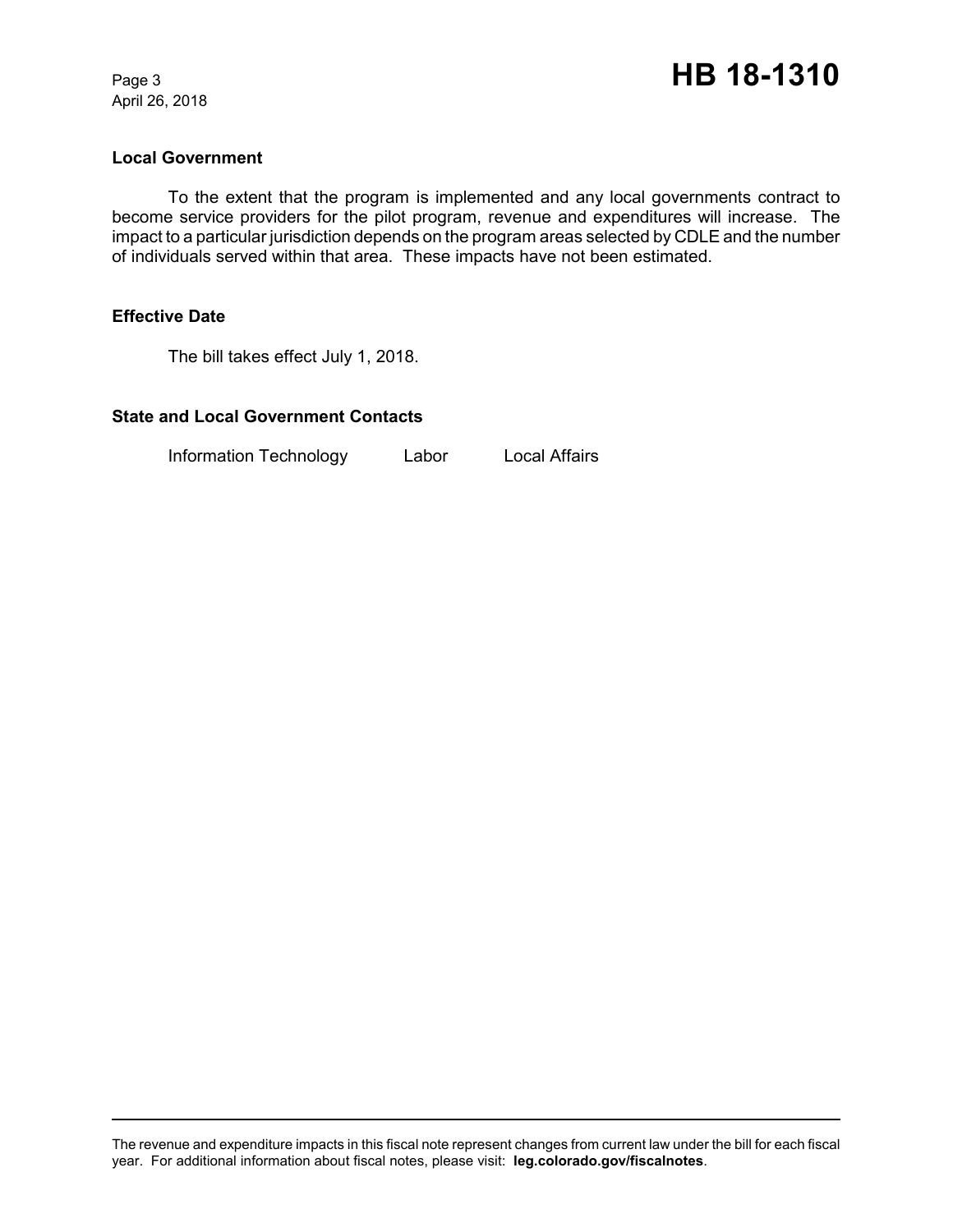**Local Government**

To the extent that the program is implemented and any local governments contract to become service providers for the pilot program, revenue and expenditures will increase. The impact to a particular jurisdiction depends on the program areas selected by CDLE and the number of individuals served within that area. These impacts have not been estimated.

**Effective Date**

The bill takes effect July 1, 2018.

**State and Local Government Contacts**

Information Technology    Labor    Local Affairs

The revenue and expenditure impacts in this fiscal note represent changes from current law under the bill for each fiscal year. For additional information about fiscal notes, please visit: **leg.colorado.gov/fiscalnotes**.